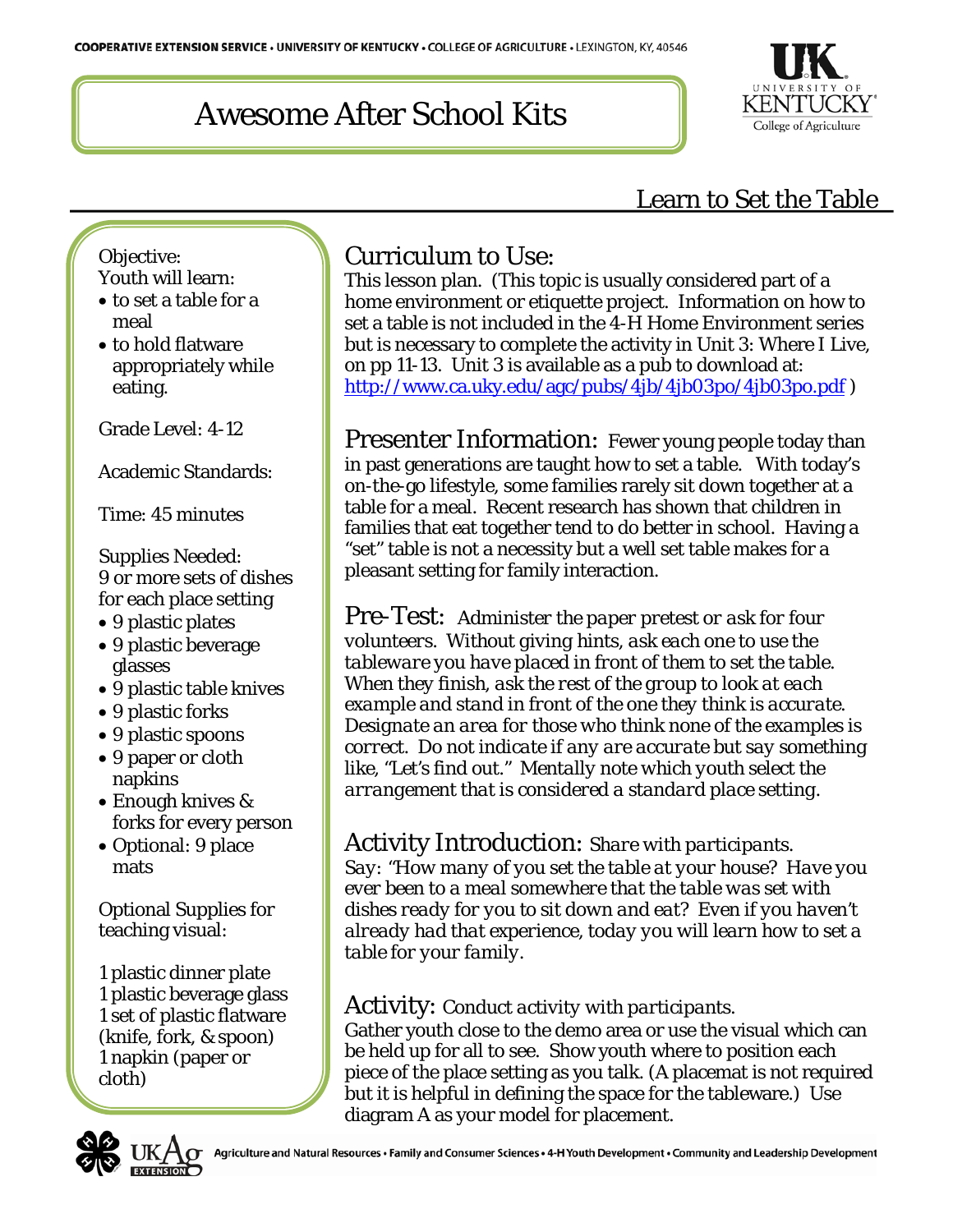# Awesome After School Kits

## Learn to Set the Table

Objective:
Youth will learn:

- to set a table for a meal
- to hold flatware appropriately while eating.

Grade Level: 4-12

Academic Standards:

Time: 45 minutes

Supplies Needed:
9 or more sets of dishes for each place setting

- 9 plastic plates
- 9 plastic beverage glasses
- 9 plastic table knives
- 9 plastic forks
- 9 plastic spoons
- 9 paper or cloth napkins
- Enough knives & forks for every person
- Optional: 9 place mats

Optional Supplies for teaching visual:

1 plastic dinner plate
1 plastic beverage glass
1 set of plastic flatware (knife, fork, & spoon)
1 napkin (paper or cloth)

### Curriculum to Use:

This lesson plan. (This topic is usually considered part of a home environment or etiquette project. Information on how to set a table is not included in the 4-H Home Environment series but is necessary to complete the activity in Unit 3: Where I Live, on pp 11-13. Unit 3 is available as a pub to download at: http://www.ca.uky.edu/agc/pubs/4jb/4jb03po/4jb03po.pdf )

### Presenter Information:

Fewer young people today than in past generations are taught how to set a table. With today's on-the-go lifestyle, some families rarely sit down together at a table for a meal. Recent research has shown that children in families that eat together tend to do better in school. Having a "set" table is not a necessity but a well set table makes for a pleasant setting for family interaction.

### Pre-Test:

*Administer the paper pretest or ask for four volunteers. Without giving hints, ask each one to use the tableware you have placed in front of them to set the table. When they finish, ask the rest of the group to look at each example and stand in front of the one they think is accurate. Designate an area for those who think none of the examples is correct. Do not indicate if any are accurate but say something like, "Let's find out." Mentally note which youth select the arrangement that is considered a standard place setting.*

### Activity Introduction:

*Share with participants.*
*Say: "How many of you set the table at your house? Have you ever been to a meal somewhere that the table was set with dishes ready for you to sit down and eat? Even if you haven't already had that experience, today you will learn how to set a table for your family.*

### Activity:

*Conduct activity with participants.*
Gather youth close to the demo area or use the visual which can be held up for all to see. Show youth where to position each piece of the place setting as you talk. (A placemat is not required but it is helpful in defining the space for the tableware.) Use diagram A as your model for placement.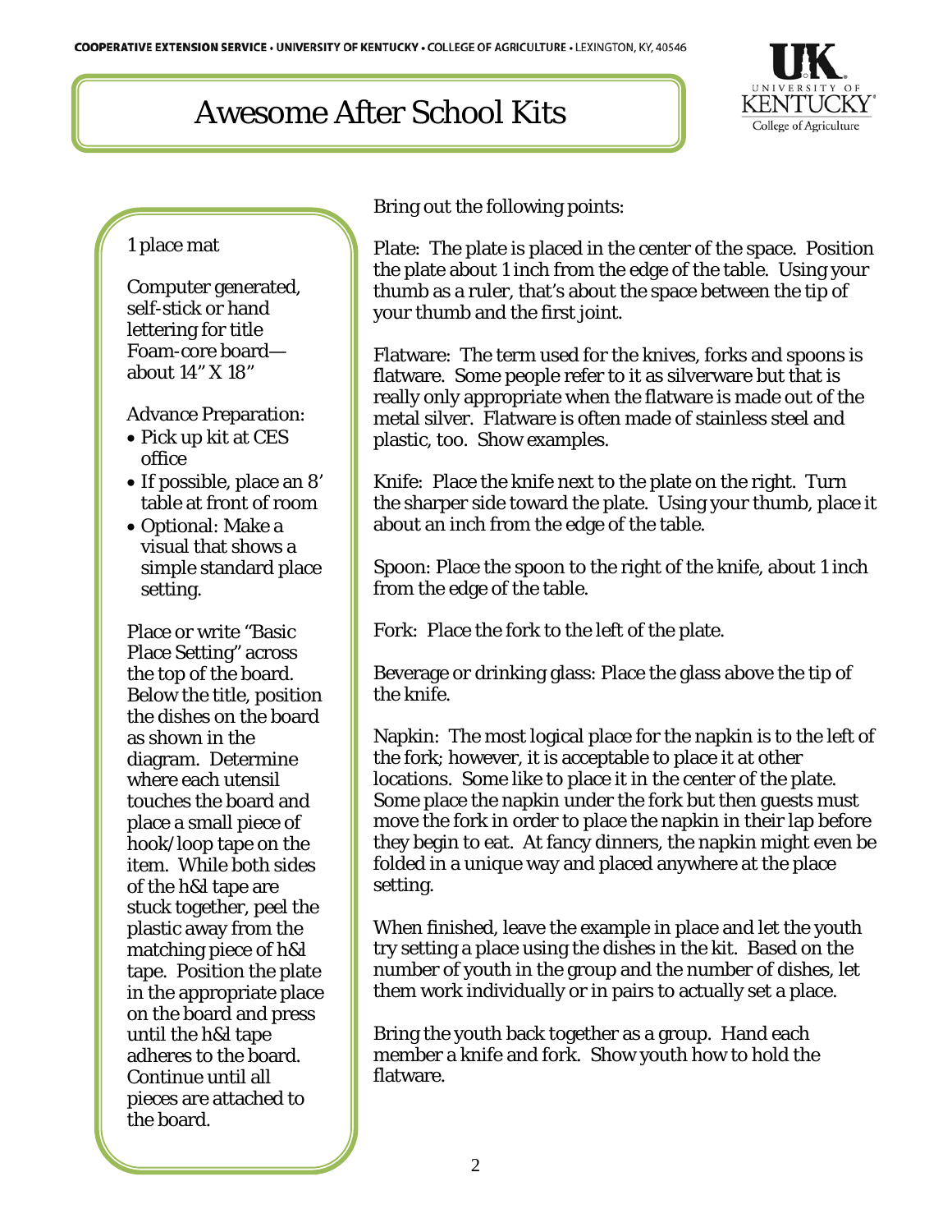# Awesome After School Kits

1 place mat

Computer generated, self-stick or hand lettering for title
Foam-core board—about 14" X 18"

Advance Preparation:

- Pick up kit at CES office
- If possible, place an 8' table at front of room
- Optional: Make a visual that shows a simple standard place setting.

Place or write "Basic Place Setting" across the top of the board. Below the title, position the dishes on the board as shown in the diagram. Determine where each utensil touches the board and place a small piece of hook/loop tape on the item. While both sides of the h&l tape are stuck together, peel the plastic away from the matching piece of h&l tape. Position the plate in the appropriate place on the board and press until the h&l tape adheres to the board. Continue until all pieces are attached to the board.

Bring out the following points:

Plate: The plate is placed in the center of the space. Position the plate about 1 inch from the edge of the table. Using your thumb as a ruler, that's about the space between the tip of your thumb and the first joint.

Flatware: The term used for the knives, forks and spoons is flatware. Some people refer to it as silverware but that is really only appropriate when the flatware is made out of the metal silver. Flatware is often made of stainless steel and plastic, too. Show examples.

Knife: Place the knife next to the plate on the right. Turn the sharper side toward the plate. Using your thumb, place it about an inch from the edge of the table.

Spoon: Place the spoon to the right of the knife, about 1 inch from the edge of the table.

Fork: Place the fork to the left of the plate.

Beverage or drinking glass: Place the glass above the tip of the knife.

Napkin: The most logical place for the napkin is to the left of the fork; however, it is acceptable to place it at other locations. Some like to place it in the center of the plate. Some place the napkin under the fork but then guests must move the fork in order to place the napkin in their lap before they begin to eat. At fancy dinners, the napkin might even be folded in a unique way and placed anywhere at the place setting.

When finished, leave the example in place and let the youth try setting a place using the dishes in the kit. Based on the number of youth in the group and the number of dishes, let them work individually or in pairs to actually set a place.

Bring the youth back together as a group. Hand each member a knife and fork. Show youth how to hold the flatware.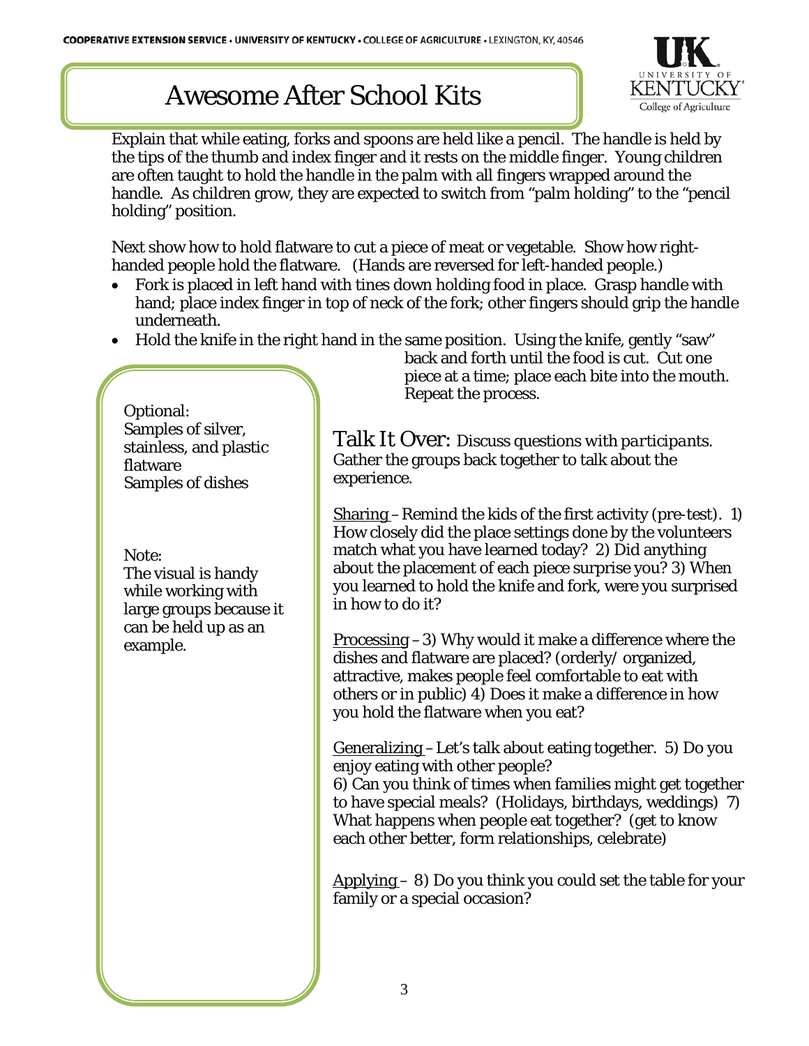# Awesome After School Kits

Explain that while eating, forks and spoons are held like a pencil. The handle is held by the tips of the thumb and index finger and it rests on the middle finger. Young children are often taught to hold the handle in the palm with all fingers wrapped around the handle. As children grow, they are expected to switch from "palm holding" to the "pencil holding" position.

Next show how to hold flatware to cut a piece of meat or vegetable. Show how right-handed people hold the flatware. (Hands are reversed for left-handed people.)

- Fork is placed in left hand with tines down holding food in place. Grasp handle with hand; place index finger in top of neck of the fork; other fingers should grip the handle underneath.
- Hold the knife in the right hand in the same position. Using the knife, gently "saw" back and forth until the food is cut. Cut one piece at a time; place each bite into the mouth. Repeat the process.

Optional:
Samples of silver, stainless, and plastic flatware
Samples of dishes

Note:
The visual is handy while working with large groups because it can be held up as an example.

## Talk It Over: *Discuss questions with participants.*

Gather the groups back together to talk about the experience.

Sharing – Remind the kids of the first activity (pre-test). 1) How closely did the place settings done by the volunteers match what you have learned today? 2) Did anything about the placement of each piece surprise you? 3) When you learned to hold the knife and fork, were you surprised in how to do it?

Processing – 3) Why would it make a difference where the dishes and flatware are placed? (orderly/ organized, attractive, makes people feel comfortable to eat with others or in public) 4) Does it make a difference in how you hold the flatware when you eat?

Generalizing – Let's talk about eating together. 5) Do you enjoy eating with other people?
6) Can you think of times when families might get together to have special meals? (Holidays, birthdays, weddings) 7) What happens when people eat together? (get to know each other better, form relationships, celebrate)

Applying – 8) Do you think you could set the table for your family or a special occasion?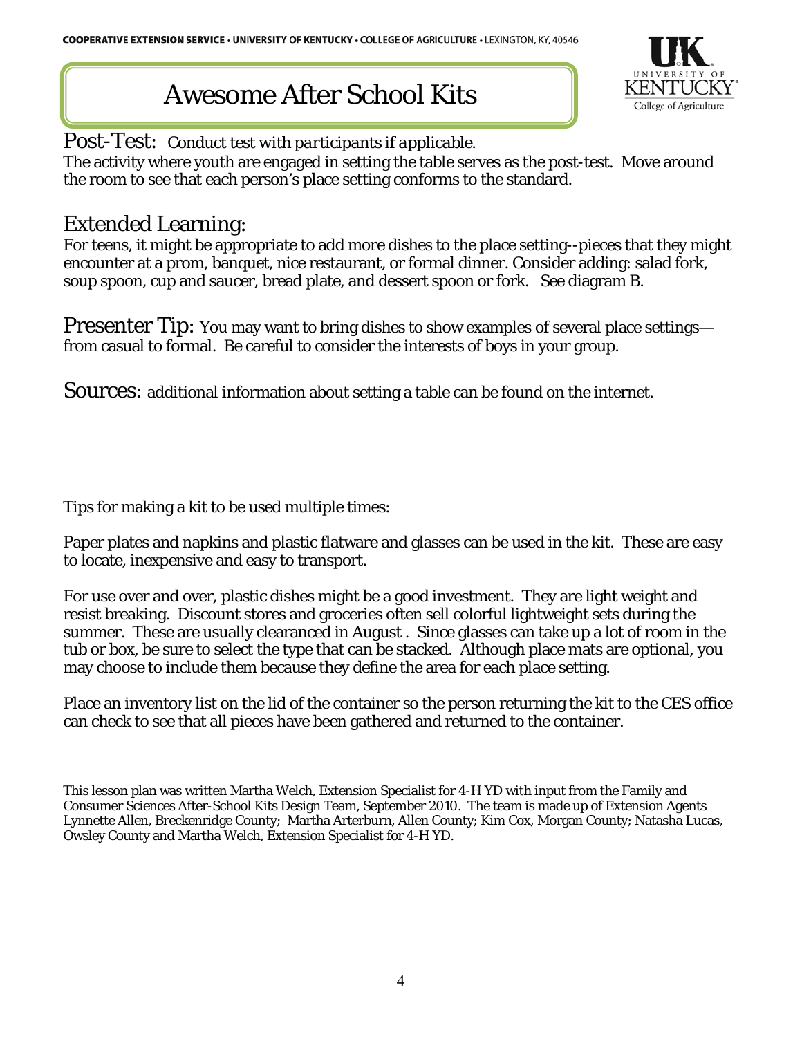# Awesome After School Kits

**Post-Test:** *Conduct test with participants if applicable.*
The activity where youth are engaged in setting the table serves as the post-test. Move around the room to see that each person's place setting conforms to the standard.

## Extended Learning:

For teens, it might be appropriate to add more dishes to the place setting--pieces that they might encounter at a prom, banquet, nice restaurant, or formal dinner. Consider adding: salad fork, soup spoon, cup and saucer, bread plate, and dessert spoon or fork. See diagram B.

**Presenter Tip:** You may want to bring dishes to show examples of several place settings—from casual to formal. Be careful to consider the interests of boys in your group.

**Sources:** additional information about setting a table can be found on the internet.

Tips for making a kit to be used multiple times:

Paper plates and napkins and plastic flatware and glasses can be used in the kit. These are easy to locate, inexpensive and easy to transport.

For use over and over, plastic dishes might be a good investment. They are light weight and resist breaking. Discount stores and groceries often sell colorful lightweight sets during the summer. These are usually clearanced in August . Since glasses can take up a lot of room in the tub or box, be sure to select the type that can be stacked. Although place mats are optional, you may choose to include them because they define the area for each place setting.

Place an inventory list on the lid of the container so the person returning the kit to the CES office can check to see that all pieces have been gathered and returned to the container.

This lesson plan was written Martha Welch, Extension Specialist for 4-H YD with input from the Family and Consumer Sciences After-School Kits Design Team, September 2010. The team is made up of Extension Agents Lynnette Allen, Breckenridge County; Martha Arterburn, Allen County; Kim Cox, Morgan County; Natasha Lucas, Owsley County and Martha Welch, Extension Specialist for 4-H YD.